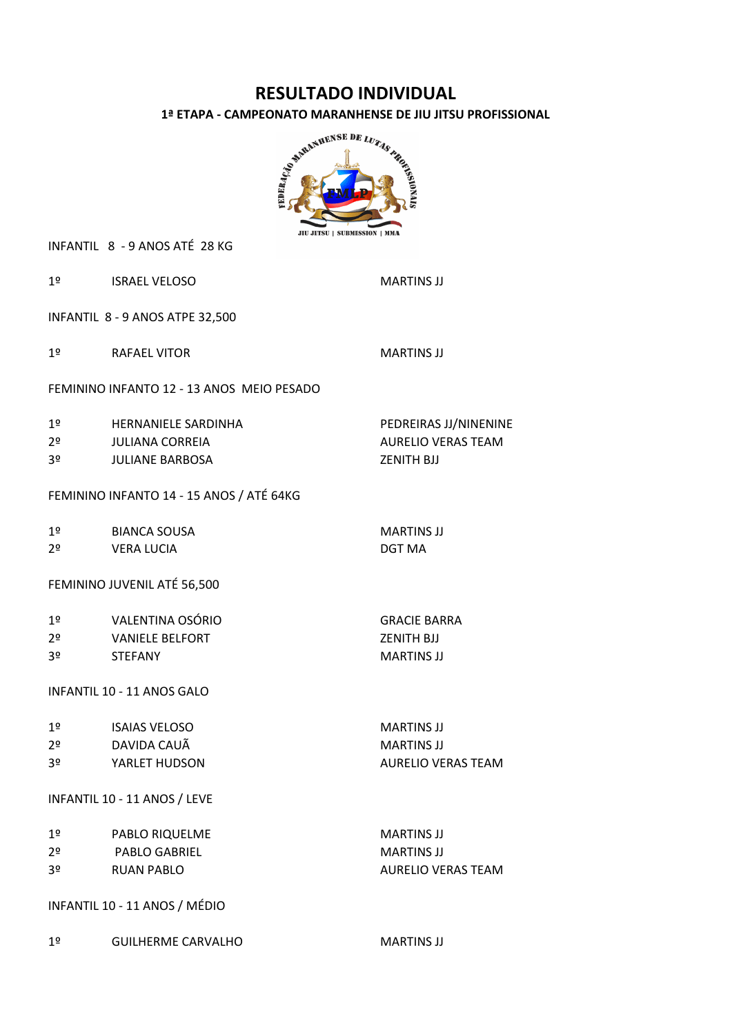# RESULTADO INDIVIDUAL

## 1ª ETAPA - CAMPEONATO MARANHENSE DE JIU JITSU PROFISSIONAL

INFANTIL 8 - 9 ANOS ATÉ 28 KG

| | | |
|---|---|---|
| 1º | ISRAEL VELOSO | MARTINS JJ |

INFANTIL 8 - 9 ANOS ATPE 32,500

| | | |
|---|---|---|
| 1º | RAFAEL VITOR | MARTINS JJ |

FEMININO INFANTO 12 - 13 ANOS MEIO PESADO

| | | |
|---|---|---|
| 1º | HERNANIELE SARDINHA | PEDREIRAS JJ/NINENINE |
| 2º | JULIANA CORREIA | AURELIO VERAS TEAM |
| 3º | JULIANE BARBOSA | ZENITH BJJ |

FEMININO INFANTO 14 - 15 ANOS / ATÉ 64KG

| | | |
|---|---|---|
| 1º | BIANCA SOUSA | MARTINS JJ |
| 2º | VERA LUCIA | DGT MA |

FEMININO JUVENIL ATÉ 56,500

| | | |
|---|---|---|
| 1º | VALENTINA OSÓRIO | GRACIE BARRA |
| 2º | VANIELE BELFORT | ZENITH BJJ |
| 3º | STEFANY | MARTINS JJ |

INFANTIL 10 - 11 ANOS GALO

| | | |
|---|---|---|
| 1º | ISAIAS VELOSO | MARTINS JJ |
| 2º | DAVIDA CAUÃ | MARTINS JJ |
| 3º | YARLET HUDSON | AURELIO VERAS TEAM |

INFANTIL 10 - 11 ANOS / LEVE

| | | |
|---|---|---|
| 1º | PABLO RIQUELME | MARTINS JJ |
| 2º | PABLO GABRIEL | MARTINS JJ |
| 3º | RUAN PABLO | AURELIO VERAS TEAM |

INFANTIL 10 - 11 ANOS / MÉDIO

| | | |
|---|---|---|
| 1º | GUILHERME CARVALHO | MARTINS JJ |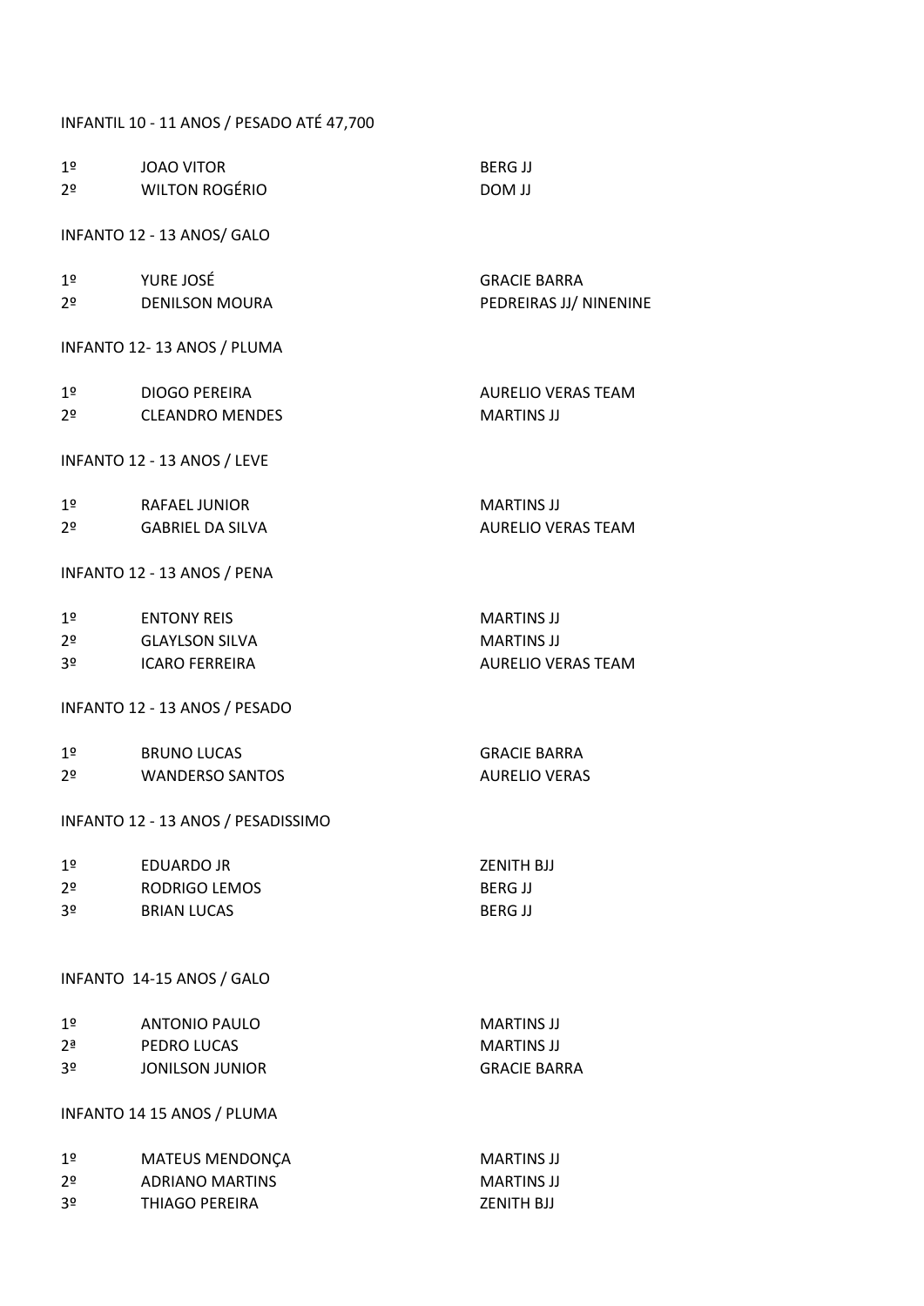INFANTIL 10 - 11 ANOS / PESADO ATÉ 47,700

| | | |
|---|---|---|
| 1º | JOAO VITOR | BERG JJ |
| 2º | WILTON ROGÉRIO | DOM JJ |

INFANTO 12 - 13 ANOS/ GALO

| | | |
|---|---|---|
| 1º | YURE JOSÉ | GRACIE BARRA |
| 2º | DENILSON MOURA | PEDREIRAS JJ/ NINENINE |

INFANTO 12- 13 ANOS / PLUMA

| | | |
|---|---|---|
| 1º | DIOGO PEREIRA | AURELIO VERAS TEAM |
| 2º | CLEANDRO MENDES | MARTINS JJ |

INFANTO 12 - 13 ANOS / LEVE

| | | |
|---|---|---|
| 1º | RAFAEL JUNIOR | MARTINS JJ |
| 2º | GABRIEL DA SILVA | AURELIO VERAS TEAM |

INFANTO 12 - 13 ANOS / PENA

| | | |
|---|---|---|
| 1º | ENTONY REIS | MARTINS JJ |
| 2º | GLAYLSON SILVA | MARTINS JJ |
| 3º | ICARO FERREIRA | AURELIO VERAS TEAM |

INFANTO 12 - 13 ANOS / PESADO

| | | |
|---|---|---|
| 1º | BRUNO LUCAS | GRACIE BARRA |
| 2º | WANDERSO SANTOS | AURELIO VERAS |

INFANTO 12 - 13 ANOS / PESADISSIMO

| | | |
|---|---|---|
| 1º | EDUARDO JR | ZENITH BJJ |
| 2º | RODRIGO LEMOS | BERG JJ |
| 3º | BRIAN LUCAS | BERG JJ |

INFANTO 14-15 ANOS / GALO

| | | |
|---|---|---|
| 1º | ANTONIO PAULO | MARTINS JJ |
| 2ª | PEDRO LUCAS | MARTINS JJ |
| 3º | JONILSON JUNIOR | GRACIE BARRA |

INFANTO 14 15 ANOS / PLUMA

| | | |
|---|---|---|
| 1º | MATEUS MENDONÇA | MARTINS JJ |
| 2º | ADRIANO MARTINS | MARTINS JJ |
| 3º | THIAGO PEREIRA | ZENITH BJJ |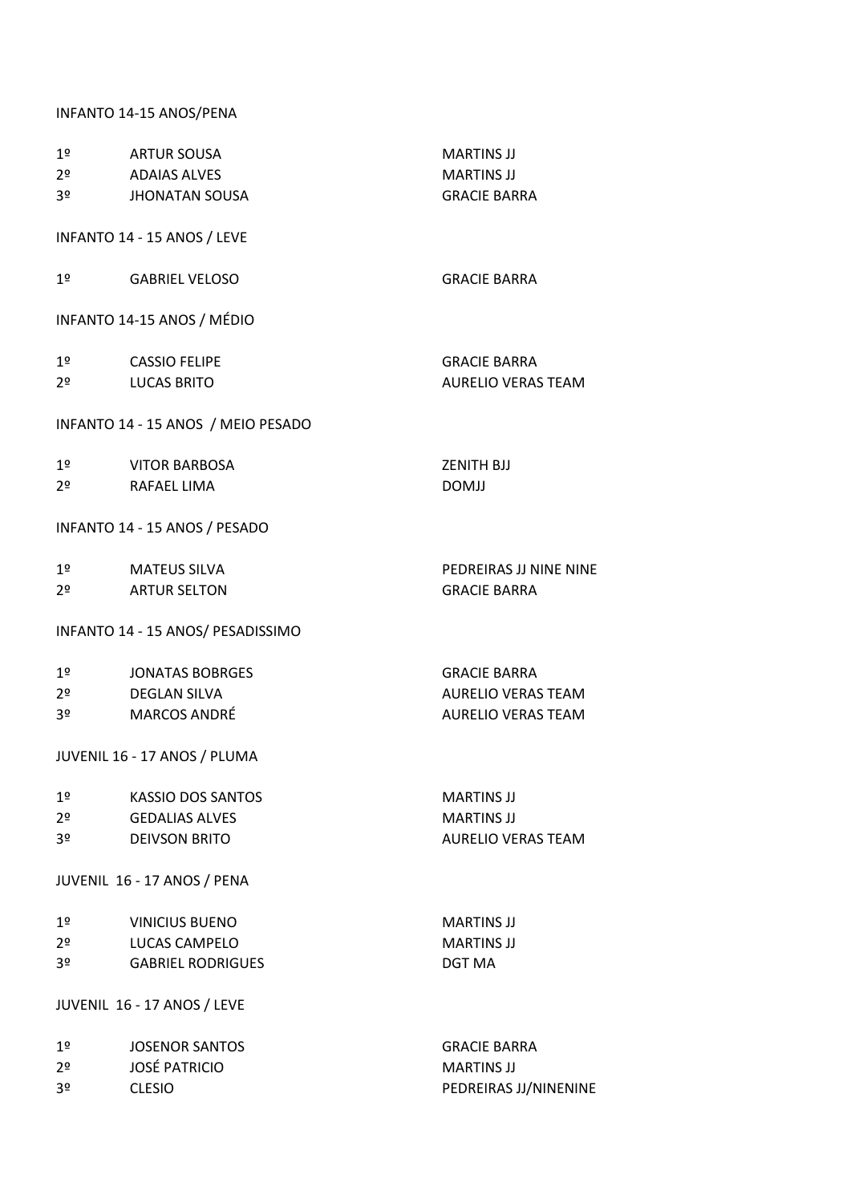INFANTO 14-15 ANOS/PENA

| | | |
|---|---|---|
| 1º | ARTUR SOUSA | MARTINS JJ |
| 2º | ADAIAS ALVES | MARTINS JJ |
| 3º | JHONATAN SOUSA | GRACIE BARRA |

INFANTO 14 - 15 ANOS / LEVE

| | | |
|---|---|---|
| 1º | GABRIEL VELOSO | GRACIE BARRA |

INFANTO 14-15 ANOS / MÉDIO

| | | |
|---|---|---|
| 1º | CASSIO FELIPE | GRACIE BARRA |
| 2º | LUCAS BRITO | AURELIO VERAS TEAM |

INFANTO 14 - 15 ANOS / MEIO PESADO

| | | |
|---|---|---|
| 1º | VITOR BARBOSA | ZENITH BJJ |
| 2º | RAFAEL LIMA | DOMJJ |

INFANTO 14 - 15 ANOS / PESADO

| | | |
|---|---|---|
| 1º | MATEUS SILVA | PEDREIRAS JJ NINE NINE |
| 2º | ARTUR SELTON | GRACIE BARRA |

INFANTO 14 - 15 ANOS/ PESADISSIMO

| | | |
|---|---|---|
| 1º | JONATAS BOBRGES | GRACIE BARRA |
| 2º | DEGLAN SILVA | AURELIO VERAS TEAM |
| 3º | MARCOS ANDRÉ | AURELIO VERAS TEAM |

JUVENIL 16 - 17 ANOS / PLUMA

| | | |
|---|---|---|
| 1º | KASSIO DOS SANTOS | MARTINS JJ |
| 2º | GEDALIAS ALVES | MARTINS JJ |
| 3º | DEIVSON BRITO | AURELIO VERAS TEAM |

JUVENIL 16 - 17 ANOS / PENA

| | | |
|---|---|---|
| 1º | VINICIUS BUENO | MARTINS JJ |
| 2º | LUCAS CAMPELO | MARTINS JJ |
| 3º | GABRIEL RODRIGUES | DGT MA |

JUVENIL 16 - 17 ANOS / LEVE

| | | |
|---|---|---|
| 1º | JOSENOR SANTOS | GRACIE BARRA |
| 2º | JOSÉ PATRICIO | MARTINS JJ |
| 3º | CLESIO | PEDREIRAS JJ/NINENINE |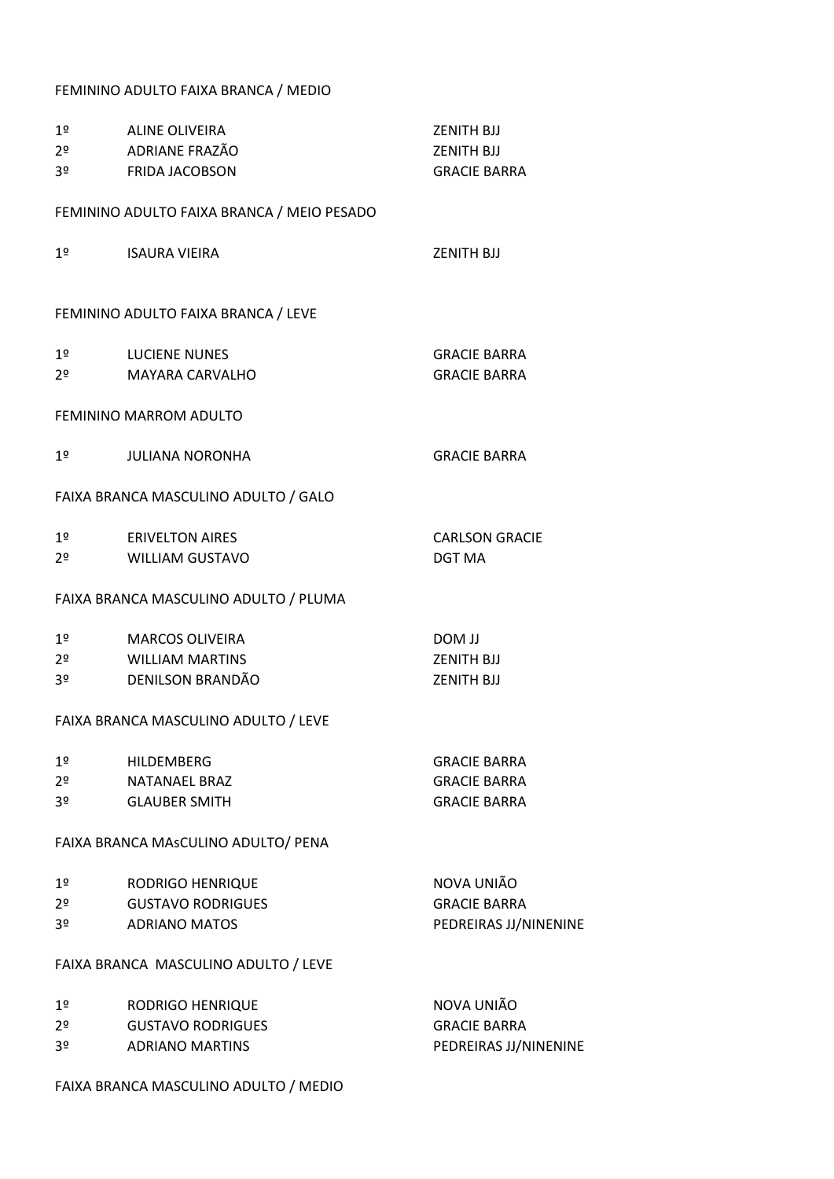FEMININO ADULTO FAIXA BRANCA / MEDIO

| | | |
|---|---|---|
| 1º | ALINE OLIVEIRA | ZENITH BJJ |
| 2º | ADRIANE FRAZÃO | ZENITH BJJ |
| 3º | FRIDA JACOBSON | GRACIE BARRA |

FEMININO ADULTO FAIXA BRANCA / MEIO PESADO

| | | |
|---|---|---|
| 1º | ISAURA VIEIRA | ZENITH BJJ |

FEMININO ADULTO FAIXA BRANCA / LEVE

| | | |
|---|---|---|
| 1º | LUCIENE NUNES | GRACIE BARRA |
| 2º | MAYARA CARVALHO | GRACIE BARRA |

FEMININO MARROM ADULTO

| | | |
|---|---|---|
| 1º | JULIANA NORONHA | GRACIE BARRA |

FAIXA BRANCA MASCULINO ADULTO / GALO

| | | |
|---|---|---|
| 1º | ERIVELTON AIRES | CARLSON GRACIE |
| 2º | WILLIAM GUSTAVO | DGT MA |

FAIXA BRANCA MASCULINO ADULTO / PLUMA

| | | |
|---|---|---|
| 1º | MARCOS OLIVEIRA | DOM JJ |
| 2º | WILLIAM MARTINS | ZENITH BJJ |
| 3º | DENILSON BRANDÃO | ZENITH BJJ |

FAIXA BRANCA MASCULINO ADULTO / LEVE

| | | |
|---|---|---|
| 1º | HILDEMBERG | GRACIE BARRA |
| 2º | NATANAEL BRAZ | GRACIE BARRA |
| 3º | GLAUBER SMITH | GRACIE BARRA |

FAIXA BRANCA MAsCULINO ADULTO/ PENA

| | | |
|---|---|---|
| 1º | RODRIGO HENRIQUE | NOVA UNIÃO |
| 2º | GUSTAVO RODRIGUES | GRACIE BARRA |
| 3º | ADRIANO MATOS | PEDREIRAS JJ/NINENINE |

FAIXA BRANCA MASCULINO ADULTO / LEVE

| | | |
|---|---|---|
| 1º | RODRIGO HENRIQUE | NOVA UNIÃO |
| 2º | GUSTAVO RODRIGUES | GRACIE BARRA |
| 3º | ADRIANO MARTINS | PEDREIRAS JJ/NINENINE |

FAIXA BRANCA MASCULINO ADULTO / MEDIO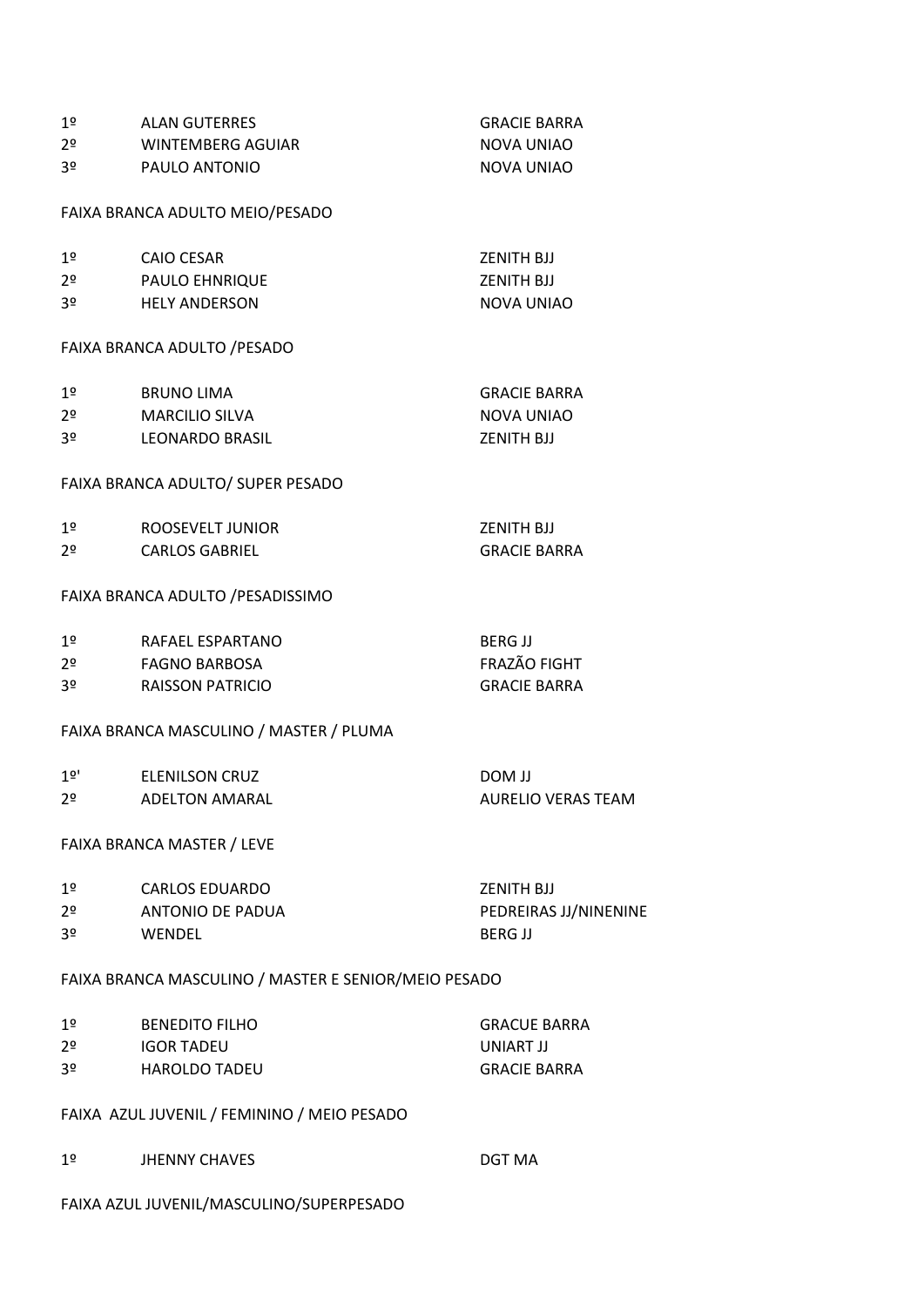| | | |
|---|---|---|
| 1º | ALAN GUTERRES | GRACIE BARRA |
| 2º | WINTEMBERG AGUIAR | NOVA UNIAO |
| 3º | PAULO ANTONIO | NOVA UNIAO |

FAIXA BRANCA ADULTO MEIO/PESADO

| | | |
|---|---|---|
| 1º | CAIO CESAR | ZENITH BJJ |
| 2º | PAULO EHNRIQUE | ZENITH BJJ |
| 3º | HELY ANDERSON | NOVA UNIAO |

FAIXA BRANCA ADULTO /PESADO

| | | |
|---|---|---|
| 1º | BRUNO LIMA | GRACIE BARRA |
| 2º | MARCILIO SILVA | NOVA UNIAO |
| 3º | LEONARDO BRASIL | ZENITH BJJ |

FAIXA BRANCA ADULTO/ SUPER PESADO

| | | |
|---|---|---|
| 1º | ROOSEVELT JUNIOR | ZENITH BJJ |
| 2º | CARLOS GABRIEL | GRACIE BARRA |

FAIXA BRANCA ADULTO /PESADISSIMO

| | | |
|---|---|---|
| 1º | RAFAEL ESPARTANO | BERG JJ |
| 2º | FAGNO BARBOSA | FRAZÃO FIGHT |
| 3º | RAISSON PATRICIO | GRACIE BARRA |

FAIXA BRANCA MASCULINO / MASTER / PLUMA

| | | |
|---|---|---|
| 1º' | ELENILSON CRUZ | DOM JJ |
| 2º | ADELTON AMARAL | AURELIO VERAS TEAM |

FAIXA BRANCA MASTER / LEVE

| | | |
|---|---|---|
| 1º | CARLOS EDUARDO | ZENITH BJJ |
| 2º | ANTONIO DE PADUA | PEDREIRAS JJ/NINENINE |
| 3º | WENDEL | BERG JJ |

FAIXA BRANCA MASCULINO / MASTER E SENIOR/MEIO PESADO

| | | |
|---|---|---|
| 1º | BENEDITO FILHO | GRACUE BARRA |
| 2º | IGOR TADEU | UNIART JJ |
| 3º | HAROLDO TADEU | GRACIE BARRA |

FAIXA AZUL JUVENIL / FEMININO / MEIO PESADO

| | | |
|---|---|---|
| 1º | JHENNY CHAVES | DGT MA |

FAIXA AZUL JUVENIL/MASCULINO/SUPERPESADO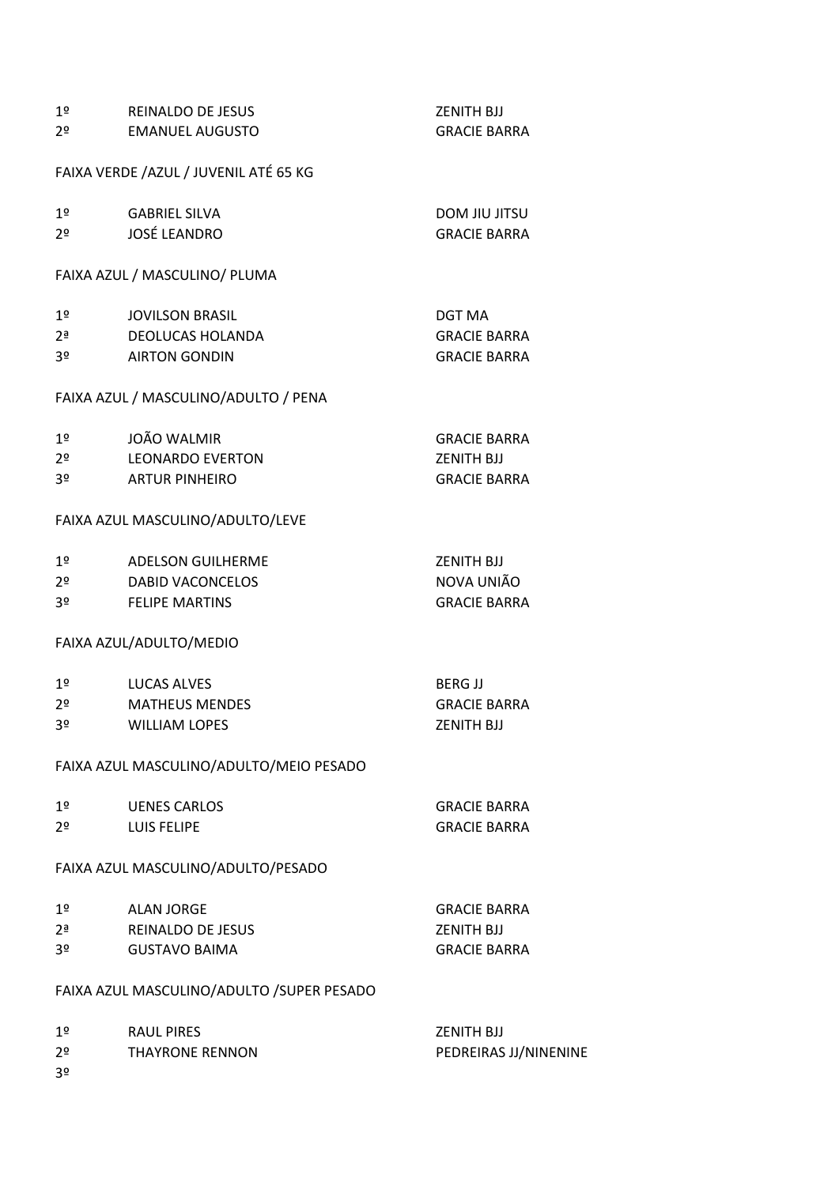| | | |
|---|---|---|
| 1º | REINALDO DE JESUS | ZENITH BJJ |
| 2º | EMANUEL AUGUSTO | GRACIE BARRA |

FAIXA VERDE /AZUL / JUVENIL ATÉ 65 KG

| | | |
|---|---|---|
| 1º | GABRIEL SILVA | DOM JIU JITSU |
| 2º | JOSÉ LEANDRO | GRACIE BARRA |

FAIXA AZUL / MASCULINO/ PLUMA

| | | |
|---|---|---|
| 1º | JOVILSON BRASIL | DGT MA |
| 2ª | DEOLUCAS HOLANDA | GRACIE BARRA |
| 3º | AIRTON GONDIN | GRACIE BARRA |

FAIXA AZUL / MASCULINO/ADULTO / PENA

| | | |
|---|---|---|
| 1º | JOÃO WALMIR | GRACIE BARRA |
| 2º | LEONARDO EVERTON | ZENITH BJJ |
| 3º | ARTUR PINHEIRO | GRACIE BARRA |

FAIXA AZUL MASCULINO/ADULTO/LEVE

| | | |
|---|---|---|
| 1º | ADELSON GUILHERME | ZENITH BJJ |
| 2º | DABID VACONCELOS | NOVA UNIÃO |
| 3º | FELIPE MARTINS | GRACIE BARRA |

FAIXA AZUL/ADULTO/MEDIO

| | | |
|---|---|---|
| 1º | LUCAS ALVES | BERG JJ |
| 2º | MATHEUS MENDES | GRACIE BARRA |
| 3º | WILLIAM LOPES | ZENITH BJJ |

FAIXA AZUL MASCULINO/ADULTO/MEIO PESADO

| | | |
|---|---|---|
| 1º | UENES CARLOS | GRACIE BARRA |
| 2º | LUIS FELIPE | GRACIE BARRA |

FAIXA AZUL MASCULINO/ADULTO/PESADO

| | | |
|---|---|---|
| 1º | ALAN JORGE | GRACIE BARRA |
| 2ª | REINALDO DE JESUS | ZENITH BJJ |
| 3º | GUSTAVO BAIMA | GRACIE BARRA |

FAIXA AZUL MASCULINO/ADULTO /SUPER PESADO

| | | |
|---|---|---|
| 1º | RAUL PIRES | ZENITH BJJ |
| 2º | THAYRONE RENNON | PEDREIRAS JJ/NINENINE |
| 3º | | |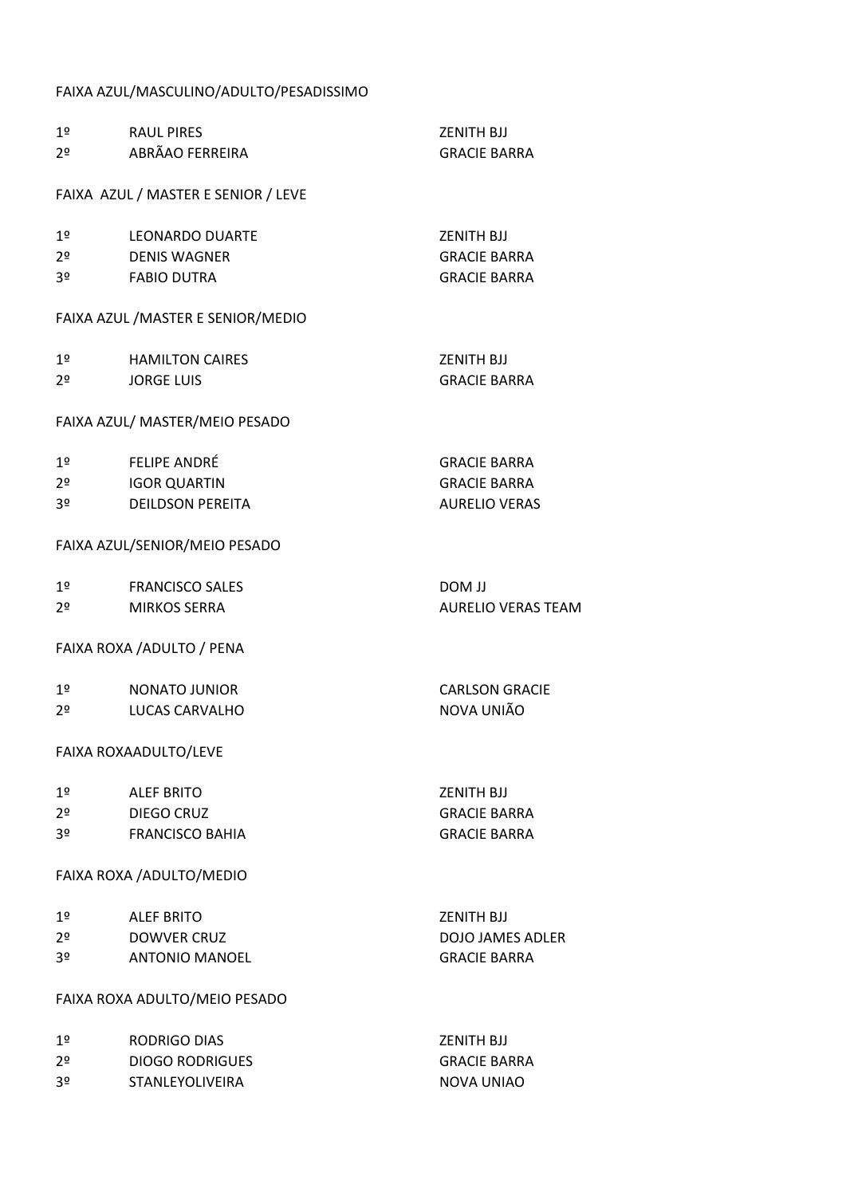FAIXA AZUL/MASCULINO/ADULTO/PESADISSIMO

| | | |
|---|---|---|
| 1º | RAUL PIRES | ZENITH BJJ |
| 2º | ABRÃAO FERREIRA | GRACIE BARRA |

FAIXA  AZUL / MASTER E SENIOR / LEVE

| | | |
|---|---|---|
| 1º | LEONARDO DUARTE | ZENITH BJJ |
| 2º | DENIS WAGNER | GRACIE BARRA |
| 3º | FABIO DUTRA | GRACIE BARRA |

FAIXA AZUL /MASTER E SENIOR/MEDIO

| | | |
|---|---|---|
| 1º | HAMILTON CAIRES | ZENITH BJJ |
| 2º | JORGE LUIS | GRACIE BARRA |

FAIXA AZUL/ MASTER/MEIO PESADO

| | | |
|---|---|---|
| 1º | FELIPE ANDRÉ | GRACIE BARRA |
| 2º | IGOR QUARTIN | GRACIE BARRA |
| 3º | DEILDSON PEREITA | AURELIO VERAS |

FAIXA AZUL/SENIOR/MEIO PESADO

| | | |
|---|---|---|
| 1º | FRANCISCO SALES | DOM JJ |
| 2º | MIRKOS SERRA | AURELIO VERAS TEAM |

FAIXA ROXA /ADULTO / PENA

| | | |
|---|---|---|
| 1º | NONATO JUNIOR | CARLSON GRACIE |
| 2º | LUCAS CARVALHO | NOVA UNIÃO |

FAIXA ROXAADULTO/LEVE

| | | |
|---|---|---|
| 1º | ALEF BRITO | ZENITH BJJ |
| 2º | DIEGO CRUZ | GRACIE BARRA |
| 3º | FRANCISCO BAHIA | GRACIE BARRA |

FAIXA ROXA /ADULTO/MEDIO

| | | |
|---|---|---|
| 1º | ALEF BRITO | ZENITH BJJ |
| 2º | DOWVER CRUZ | DOJO JAMES ADLER |
| 3º | ANTONIO MANOEL | GRACIE BARRA |

FAIXA ROXA ADULTO/MEIO PESADO

| | | |
|---|---|---|
| 1º | RODRIGO DIAS | ZENITH BJJ |
| 2º | DIOGO RODRIGUES | GRACIE BARRA |
| 3º | STANLEYOLIVEIRA | NOVA UNIAO |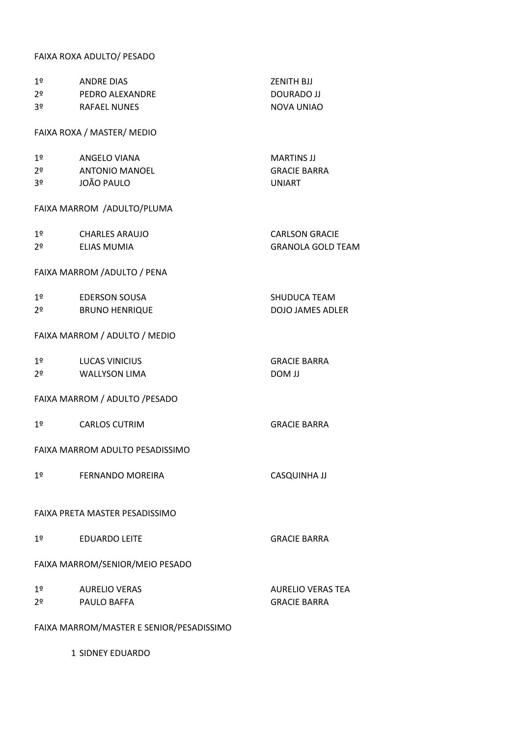FAIXA ROXA ADULTO/ PESADO

| | | |
|---|---|---|
| 1º | ANDRE DIAS | ZENITH BJJ |
| 2º | PEDRO ALEXANDRE | DOURADO JJ |
| 3º | RAFAEL NUNES | NOVA UNIAO |

FAIXA ROXA / MASTER/ MEDIO

| | | |
|---|---|---|
| 1º | ANGELO VIANA | MARTINS JJ |
| 2º | ANTONIO MANOEL | GRACIE BARRA |
| 3º | JOÃO PAULO | UNIART |

FAIXA MARROM /ADULTO/PLUMA

| | | |
|---|---|---|
| 1º | CHARLES ARAUJO | CARLSON GRACIE |
| 2º | ELIAS MUMIA | GRANOLA GOLD TEAM |

FAIXA MARROM /ADULTO / PENA

| | | |
|---|---|---|
| 1º | EDERSON SOUSA | SHUDUCA TEAM |
| 2º | BRUNO HENRIQUE | DOJO JAMES ADLER |

FAIXA MARROM / ADULTO / MEDIO

| | | |
|---|---|---|
| 1º | LUCAS VINICIUS | GRACIE BARRA |
| 2º | WALLYSON LIMA | DOM JJ |

FAIXA MARROM / ADULTO /PESADO

| | | |
|---|---|---|
| 1º | CARLOS CUTRIM | GRACIE BARRA |

FAIXA MARROM ADULTO PESADISSIMO

| | | |
|---|---|---|
| 1º | FERNANDO MOREIRA | CASQUINHA JJ |

FAIXA PRETA MASTER PESADISSIMO

| | | |
|---|---|---|
| 1º | EDUARDO LEITE | GRACIE BARRA |

FAIXA MARROM/SENIOR/MEIO PESADO

| | | |
|---|---|---|
| 1º | AURELIO VERAS | AURELIO VERAS TEA |
| 2º | PAULO BAFFA | GRACIE BARRA |

FAIXA MARROM/MASTER E SENIOR/PESADISSIMO

1 SIDNEY EDUARDO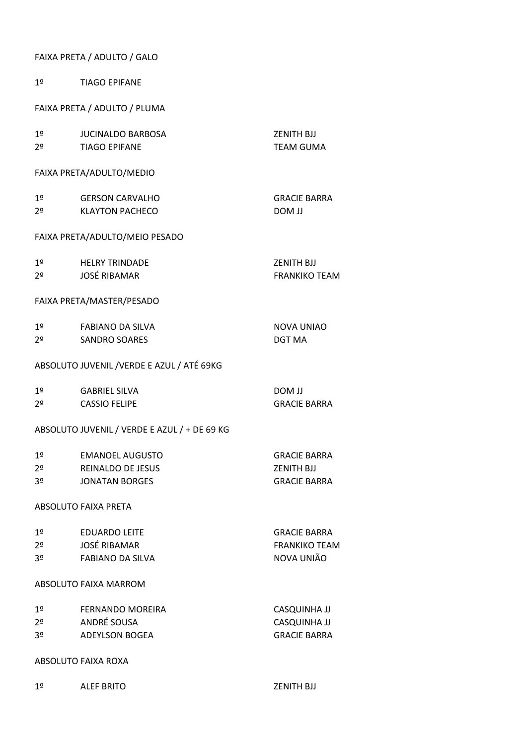FAIXA PRETA / ADULTO / GALO

| | | |
|---|---|---|
| 1º | TIAGO EPIFANE | |

FAIXA PRETA / ADULTO / PLUMA

| | | |
|---|---|---|
| 1º | JUCINALDO BARBOSA | ZENITH BJJ |
| 2º | TIAGO EPIFANE | TEAM GUMA |

FAIXA PRETA/ADULTO/MEDIO

| | | |
|---|---|---|
| 1º | GERSON CARVALHO | GRACIE BARRA |
| 2º | KLAYTON PACHECO | DOM JJ |

FAIXA PRETA/ADULTO/MEIO PESADO

| | | |
|---|---|---|
| 1º | HELRY TRINDADE | ZENITH BJJ |
| 2º | JOSÉ RIBAMAR | FRANKIKO TEAM |

FAIXA PRETA/MASTER/PESADO

| | | |
|---|---|---|
| 1º | FABIANO DA SILVA | NOVA UNIAO |
| 2º | SANDRO SOARES | DGT MA |

ABSOLUTO JUVENIL /VERDE E AZUL / ATÉ 69KG

| | | |
|---|---|---|
| 1º | GABRIEL SILVA | DOM JJ |
| 2º | CASSIO FELIPE | GRACIE BARRA |

ABSOLUTO JUVENIL / VERDE E AZUL / + DE 69 KG

| | | |
|---|---|---|
| 1º | EMANOEL AUGUSTO | GRACIE BARRA |
| 2º | REINALDO DE JESUS | ZENITH BJJ |
| 3º | JONATAN BORGES | GRACIE BARRA |

ABSOLUTO FAIXA PRETA

| | | |
|---|---|---|
| 1º | EDUARDO LEITE | GRACIE BARRA |
| 2º | JOSÉ RIBAMAR | FRANKIKO TEAM |
| 3º | FABIANO DA SILVA | NOVA UNIÃO |

ABSOLUTO FAIXA MARROM

| | | |
|---|---|---|
| 1º | FERNANDO MOREIRA | CASQUINHA JJ |
| 2º | ANDRÉ SOUSA | CASQUINHA JJ |
| 3º | ADEYLSON BOGEA | GRACIE BARRA |

ABSOLUTO FAIXA ROXA

| | | |
|---|---|---|
| 1º | ALEF BRITO | ZENITH BJJ |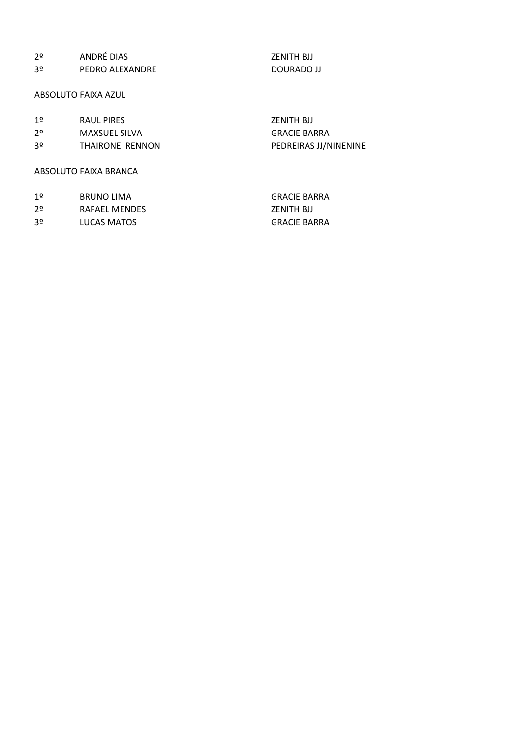| | | |
|---|---|---|
| 2º | ANDRÉ DIAS | ZENITH BJJ |
| 3º | PEDRO ALEXANDRE | DOURADO JJ |

ABSOLUTO FAIXA AZUL

| | | |
|---|---|---|
| 1º | RAUL PIRES | ZENITH BJJ |
| 2º | MAXSUEL SILVA | GRACIE BARRA |
| 3º | THAIRONE RENNON | PEDREIRAS JJ/NINENINE |

ABSOLUTO FAIXA BRANCA

| | | |
|---|---|---|
| 1º | BRUNO LIMA | GRACIE BARRA |
| 2º | RAFAEL MENDES | ZENITH BJJ |
| 3º | LUCAS MATOS | GRACIE BARRA |